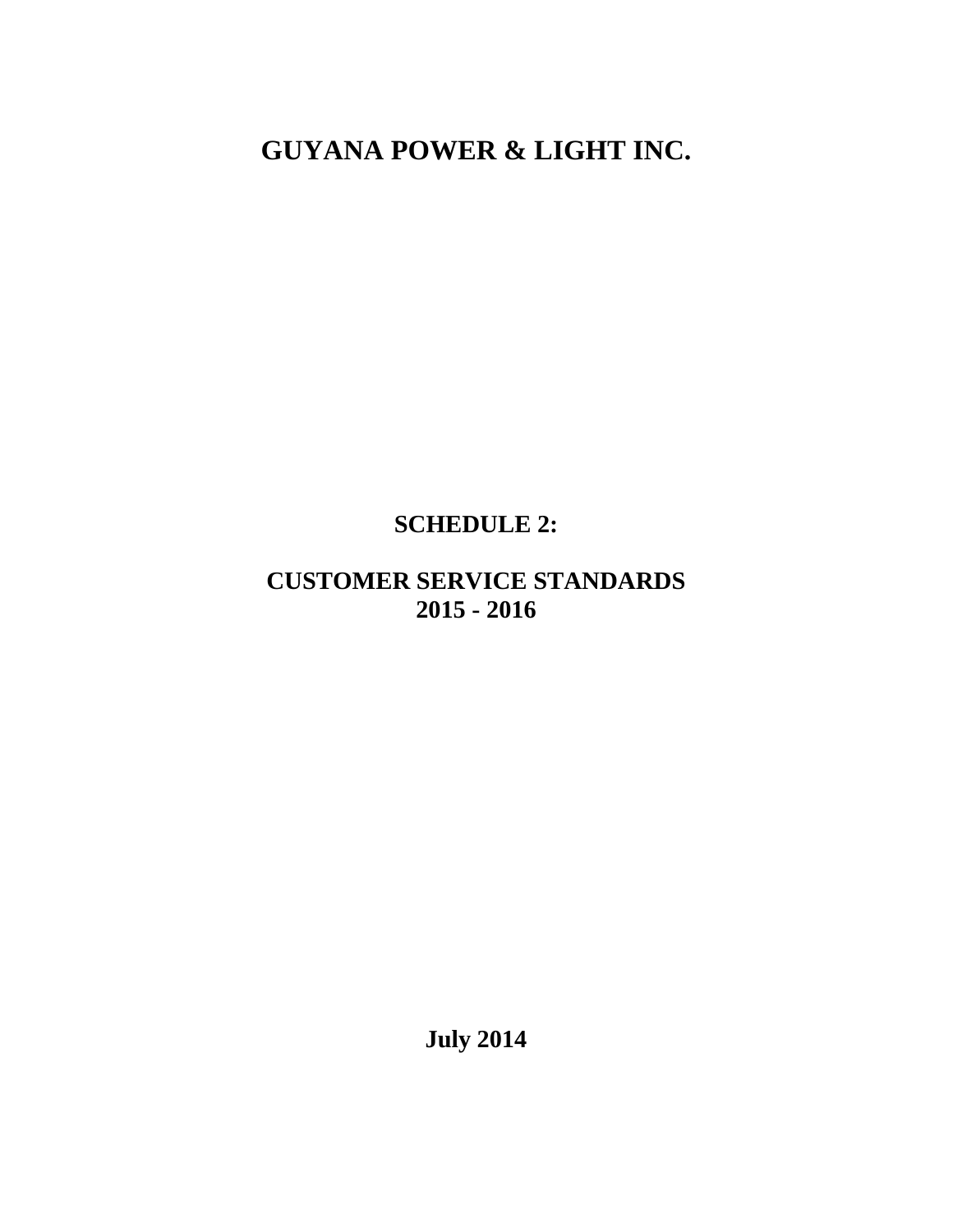# GUYANA POWER & LIGHT INC.

## SCHEDULE 2:

## CUSTOMER SERVICE STANDARDS 2015 - 2016

**July 2014**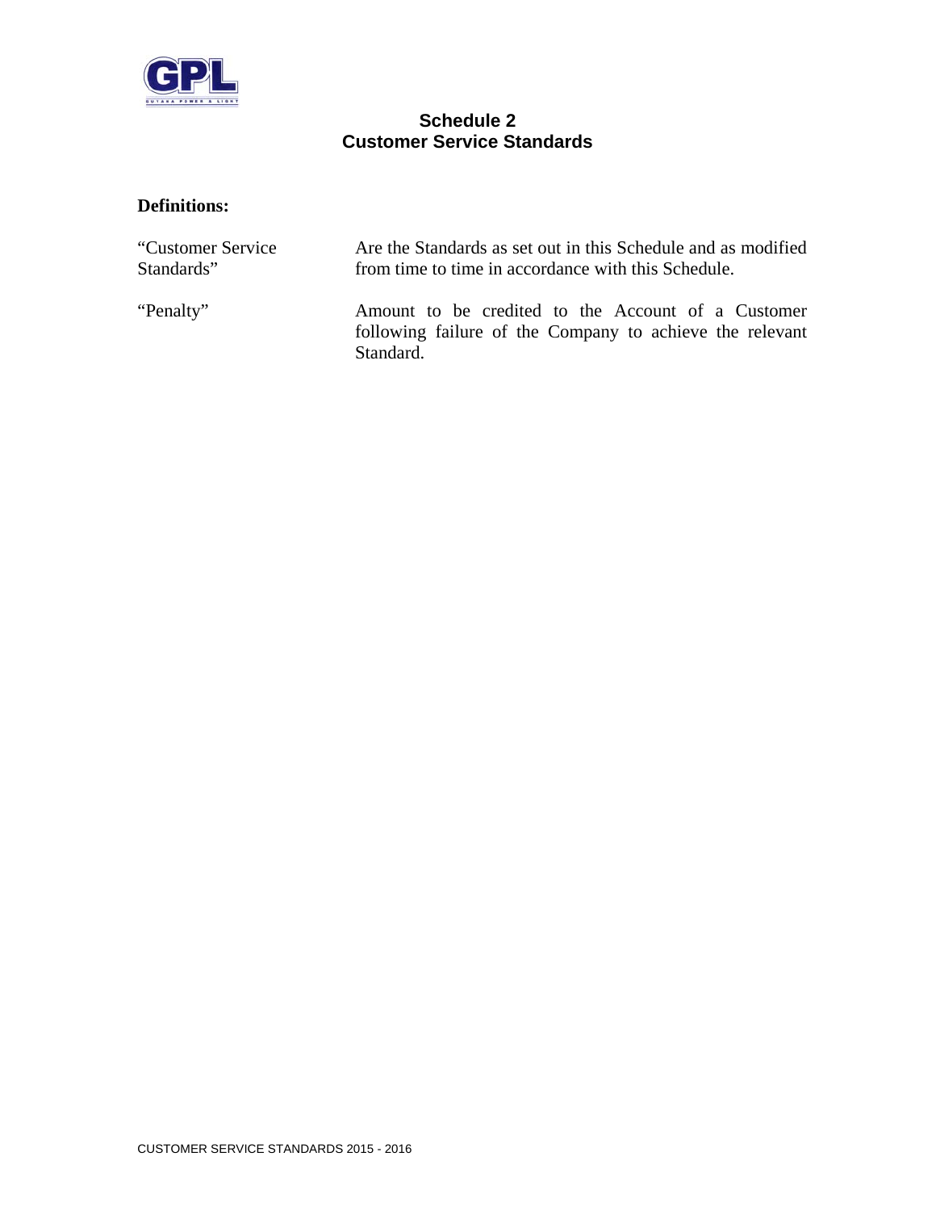## Schedule 2
## Customer Service Standards

**Definitions:**

| | |
|---|---|
| "Customer Service Standards" | Are the Standards as set out in this Schedule and as modified from time to time in accordance with this Schedule. |
| "Penalty" | Amount to be credited to the Account of a Customer following failure of the Company to achieve the relevant Standard. |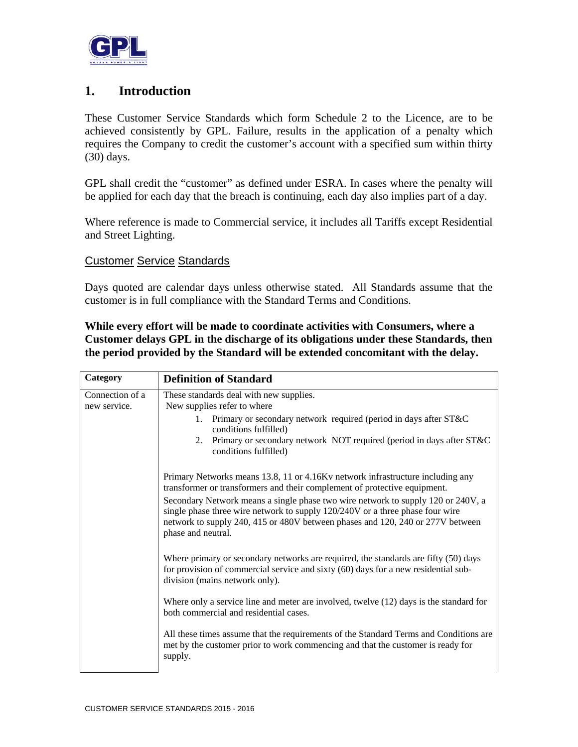## 1. Introduction

These Customer Service Standards which form Schedule 2 to the Licence, are to be achieved consistently by GPL. Failure, results in the application of a penalty which requires the Company to credit the customer's account with a specified sum within thirty (30) days.

GPL shall credit the "customer" as defined under ESRA. In cases where the penalty will be applied for each day that the breach is continuing, each day also implies part of a day.

Where reference is made to Commercial service, it includes all Tariffs except Residential and Street Lighting.

Customer Service Standards

Days quoted are calendar days unless otherwise stated. All Standards assume that the customer is in full compliance with the Standard Terms and Conditions.

**While every effort will be made to coordinate activities with Consumers, where a Customer delays GPL in the discharge of its obligations under these Standards, then the period provided by the Standard will be extended concomitant with the delay.**

| Category | Definition of Standard |
|---|---|
| Connection of a new service. | These standards deal with new supplies.<br>New supplies refer to where<br>1. Primary or secondary network required (period in days after ST&C conditions fulfilled)<br>2. Primary or secondary network NOT required (period in days after ST&C conditions fulfilled)<br><br>Primary Networks means 13.8, 11 or 4.16Kv network infrastructure including any transformer or transformers and their complement of protective equipment.<br>Secondary Network means a single phase two wire network to supply 120 or 240V, a single phase three wire network to supply 120/240V or a three phase four wire network to supply 240, 415 or 480V between phases and 120, 240 or 277V between phase and neutral.<br><br>Where primary or secondary networks are required, the standards are fifty (50) days for provision of commercial service and sixty (60) days for a new residential sub-division (mains network only).<br><br>Where only a service line and meter are involved, twelve (12) days is the standard for both commercial and residential cases.<br><br>All these times assume that the requirements of the Standard Terms and Conditions are met by the customer prior to work commencing and that the customer is ready for supply. |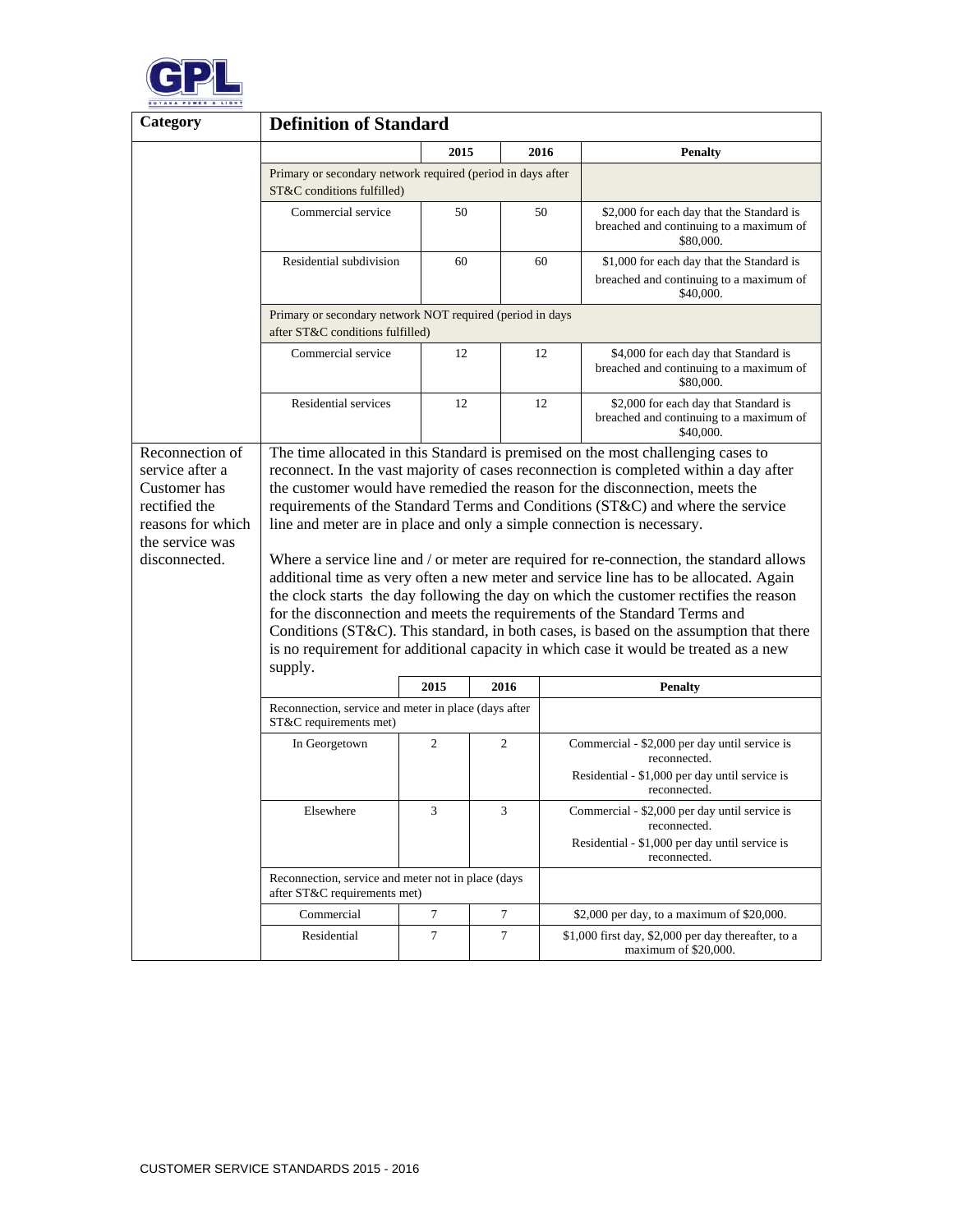| Category | Definition of Standard |
|---|---|
| | |

| | 2015 | 2016 | Penalty |
|---|---|---|---|
| Primary or secondary network required (period in days after ST&C conditions fulfilled) | | | |
| Commercial service | 50 | 50 | $2,000 for each day that the Standard is breached and continuing to a maximum of $80,000. |
| Residential subdivision | 60 | 60 | $1,000 for each day that the Standard is breached and continuing to a maximum of $40,000. |
| Primary or secondary network NOT required (period in days after ST&C conditions fulfilled) | | | |
| Commercial service | 12 | 12 | $4,000 for each day that Standard is breached and continuing to a maximum of $80,000. |
| Residential services | 12 | 12 | $2,000 for each day that Standard is breached and continuing to a maximum of $40,000. |

**Reconnection of service after a Customer has rectified the reasons for which the service was disconnected.**

The time allocated in this Standard is premised on the most challenging cases to reconnect. In the vast majority of cases reconnection is completed within a day after the customer would have remedied the reason for the disconnection, meets the requirements of the Standard Terms and Conditions (ST&C) and where the service line and meter are in place and only a simple connection is necessary.

Where a service line and / or meter are required for re-connection, the standard allows additional time as very often a new meter and service line has to be allocated. Again the clock starts the day following the day on which the customer rectifies the reason for the disconnection and meets the requirements of the Standard Terms and Conditions (ST&C). This standard, in both cases, is based on the assumption that there is no requirement for additional capacity in which case it would be treated as a new supply.

| | 2015 | 2016 | Penalty |
|---|---|---|---|
| Reconnection, service and meter in place (days after ST&C requirements met) | | | |
| In Georgetown | 2 | 2 | Commercial - $2,000 per day until service is reconnected.<br>Residential - $1,000 per day until service is reconnected. |
| Elsewhere | 3 | 3 | Commercial - $2,000 per day until service is reconnected.<br>Residential - $1,000 per day until service is reconnected. |
| Reconnection, service and meter not in place (days after ST&C requirements met) | | | |
| Commercial | 7 | 7 | $2,000 per day, to a maximum of $20,000. |
| Residential | 7 | 7 | $1,000 first day, $2,000 per day thereafter, to a maximum of $20,000. |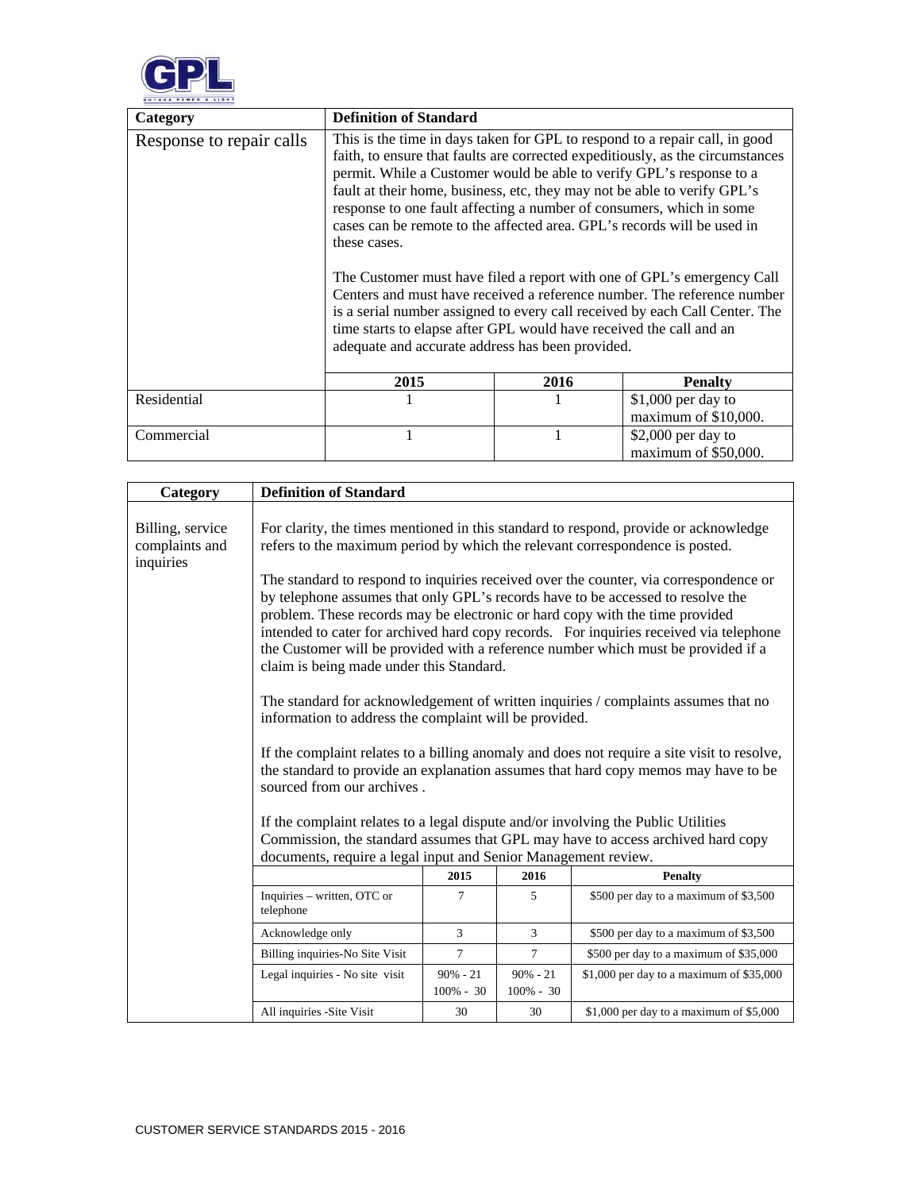| Category | Definition of Standard | | |
|---|---|---|---|
| Response to repair calls | This is the time in days taken for GPL to respond to a repair call, in good faith, to ensure that faults are corrected expeditiously, as the circumstances permit. While a Customer would be able to verify GPL's response to a fault at their home, business, etc, they may not be able to verify GPL's response to one fault affecting a number of consumers, which in some cases can be remote to the affected area. GPL's records will be used in these cases.<br><br>The Customer must have filed a report with one of GPL's emergency Call Centers and must have received a reference number. The reference number is a serial number assigned to every call received by each Call Center. The time starts to elapse after GPL would have received the call and an adequate and accurate address has been provided. | | |
| | **2015** | **2016** | **Penalty** |
| Residential | 1 | 1 | $1,000 per day to maximum of $10,000. |
| Commercial | 1 | 1 | $2,000 per day to maximum of $50,000. |

| Category | Definition of Standard | | | |
|---|---|---|---|---|
| Billing, service complaints and inquiries | For clarity, the times mentioned in this standard to respond, provide or acknowledge refers to the maximum period by which the relevant correspondence is posted.<br><br>The standard to respond to inquiries received over the counter, via correspondence or by telephone assumes that only GPL's records have to be accessed to resolve the problem. These records may be electronic or hard copy with the time provided intended to cater for archived hard copy records. For inquiries received via telephone the Customer will be provided with a reference number which must be provided if a claim is being made under this Standard.<br><br>The standard for acknowledgement of written inquiries / complaints assumes that no information to address the complaint will be provided.<br><br>If the complaint relates to a billing anomaly and does not require a site visit to resolve, the standard to provide an explanation assumes that hard copy memos may have to be sourced from our archives .<br><br>If the complaint relates to a legal dispute and/or involving the Public Utilities Commission, the standard assumes that GPL may have to access archived hard copy documents, require a legal input and Senior Management review. | | | |
| | | **2015** | **2016** | **Penalty** |
| | Inquiries – written, OTC or telephone | 7 | 5 | $500 per day to a maximum of $3,500 |
| | Acknowledge only | 3 | 3 | $500 per day to a maximum of $3,500 |
| | Billing inquiries-No Site Visit | 7 | 7 | $500 per day to a maximum of $35,000 |
| | Legal inquiries - No site visit | 90% - 21<br>100% - 30 | 90% - 21<br>100% - 30 | $1,000 per day to a maximum of $35,000 |
| | All inquiries -Site Visit | 30 | 30 | $1,000 per day to a maximum of $5,000 |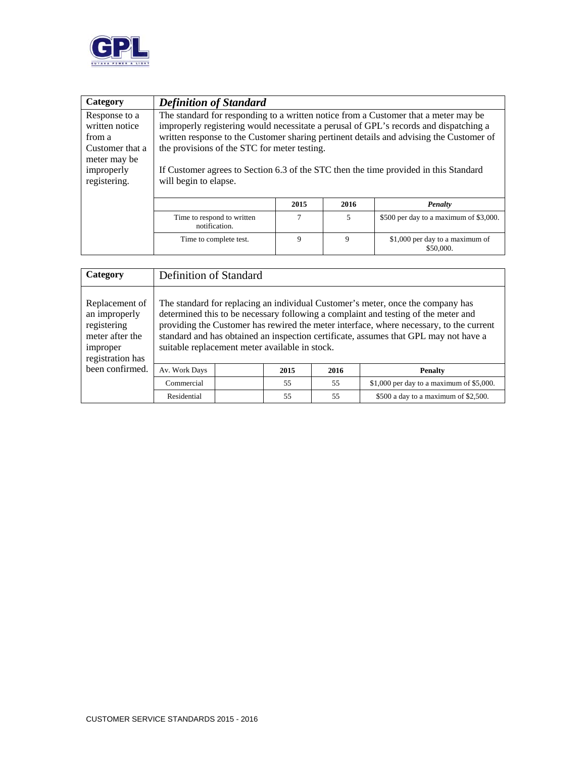| Category | *Definition of Standard* | | | |
|---|---|---|---|---|
| Response to a written notice from a Customer that a meter may be improperly registering. | The standard for responding to a written notice from a Customer that a meter may be improperly registering would necessitate a perusal of GPL's records and dispatching a written response to the Customer sharing pertinent details and advising the Customer of the provisions of the STC for meter testing.<br><br>If Customer agrees to Section 6.3 of the STC then the time provided in this Standard will begin to elapse. | | | |
| | | **2015** | **2016** | ***Penalty*** |
| | Time to respond to written notification. | 7 | 5 | $500 per day to a maximum of $3,000. |
| | Time to complete test. | 9 | 9 | $1,000 per day to a maximum of $50,000. |

| Category | Definition of Standard | | | | |
|---|---|---|---|---|---|
| Replacement of an improperly registering meter after the improper registration has been confirmed. | The standard for replacing an individual Customer's meter, once the company has determined this to be necessary following a complaint and testing of the meter and providing the Customer has rewired the meter interface, where necessary, to the current standard and has obtained an inspection certificate, assumes that GPL may not have a suitable replacement meter available in stock. | | | | |
| | Av. Work Days | | **2015** | **2016** | **Penalty** |
| | Commercial | | 55 | 55 | $1,000 per day to a maximum of $5,000. |
| | Residential | | 55 | 55 | $500 a day to a maximum of $2,500. |